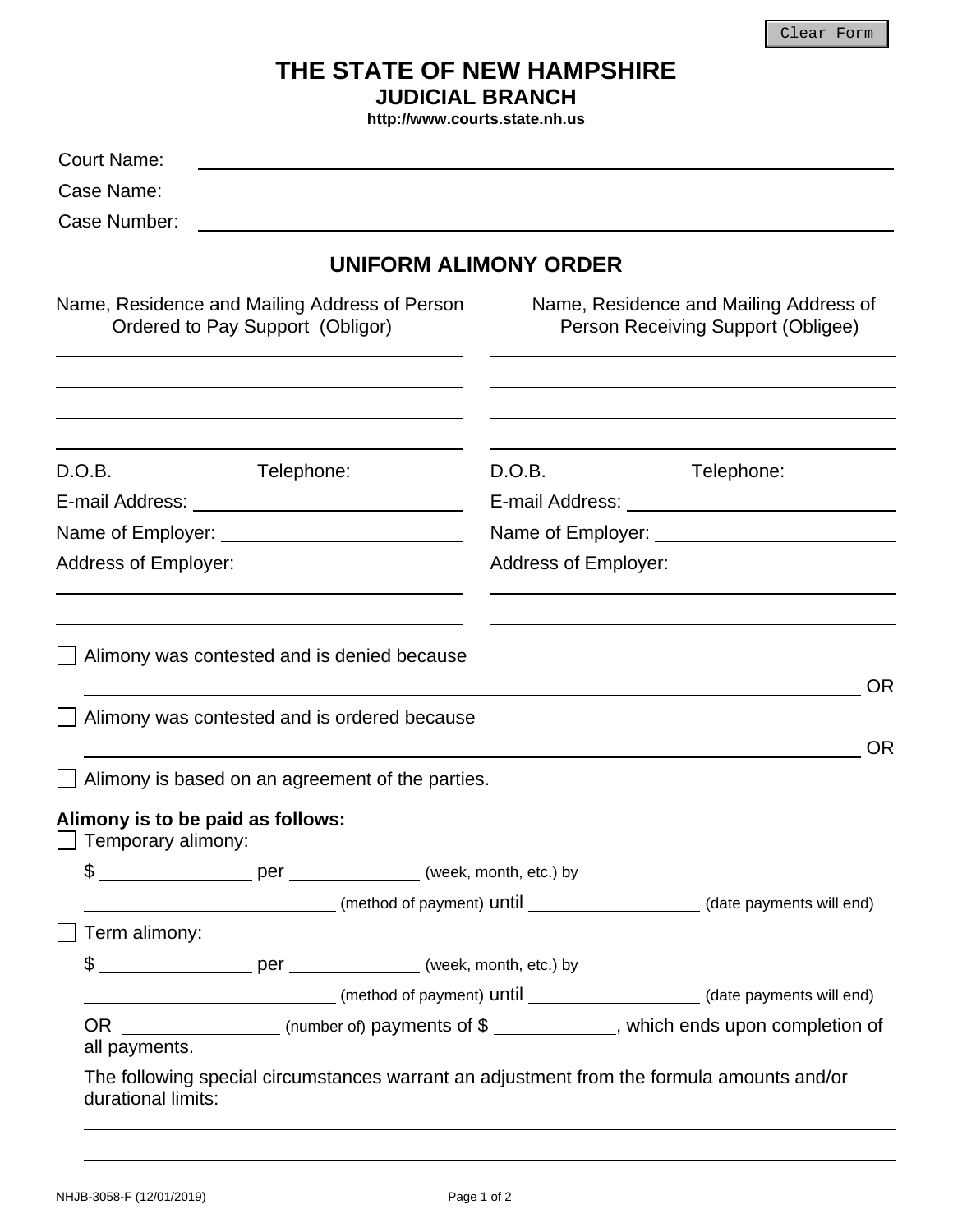# THE STATE OF NEW HAMPSHIRE
## JUDICIAL BRANCH
**http://www.courts.state.nh.us**

Court Name: ______________________________

Case Name: ______________________________

Case Number: ______________________________

## UNIFORM ALIMONY ORDER

| Name, Residence and Mailing Address of Person Ordered to Pay Support (Obligor) | Name, Residence and Mailing Address of Person Receiving Support (Obligee) |
|---|---|
| ______________________________ | ______________________________ |
| ______________________________ | ______________________________ |
| ______________________________ | ______________________________ |
| ______________________________ | ______________________________ |
| D.O.B. __________ Telephone: __________ | D.O.B. __________ Telephone: __________ |
| E-mail Address: ______________________ | E-mail Address: ______________________ |
| Name of Employer: ____________________ | Name of Employer: ____________________ |
| Address of Employer: | Address of Employer: |
| ______________________________ | ______________________________ |
| ______________________________ | ______________________________ |

☐ Alimony was contested and is denied because

______________________________________________________________ OR

☐ Alimony was contested and is ordered because

______________________________________________________________ OR

☐ Alimony is based on an agreement of the parties.

**Alimony is to be paid as follows:**

☐ Temporary alimony:

$ ____________ per ____________ (week, month, etc.) by

____________________ (method of payment) until ______________ (date payments will end)

☐ Term alimony:

$ ____________ per ____________ (week, month, etc.) by

____________________ (method of payment) until ______________ (date payments will end)

OR ____________ (number of) payments of $ __________, which ends upon completion of all payments.

The following special circumstances warrant an adjustment from the formula amounts and/or durational limits:

______________________________________________________________

______________________________________________________________

NHJB-3058-F (12/01/2019)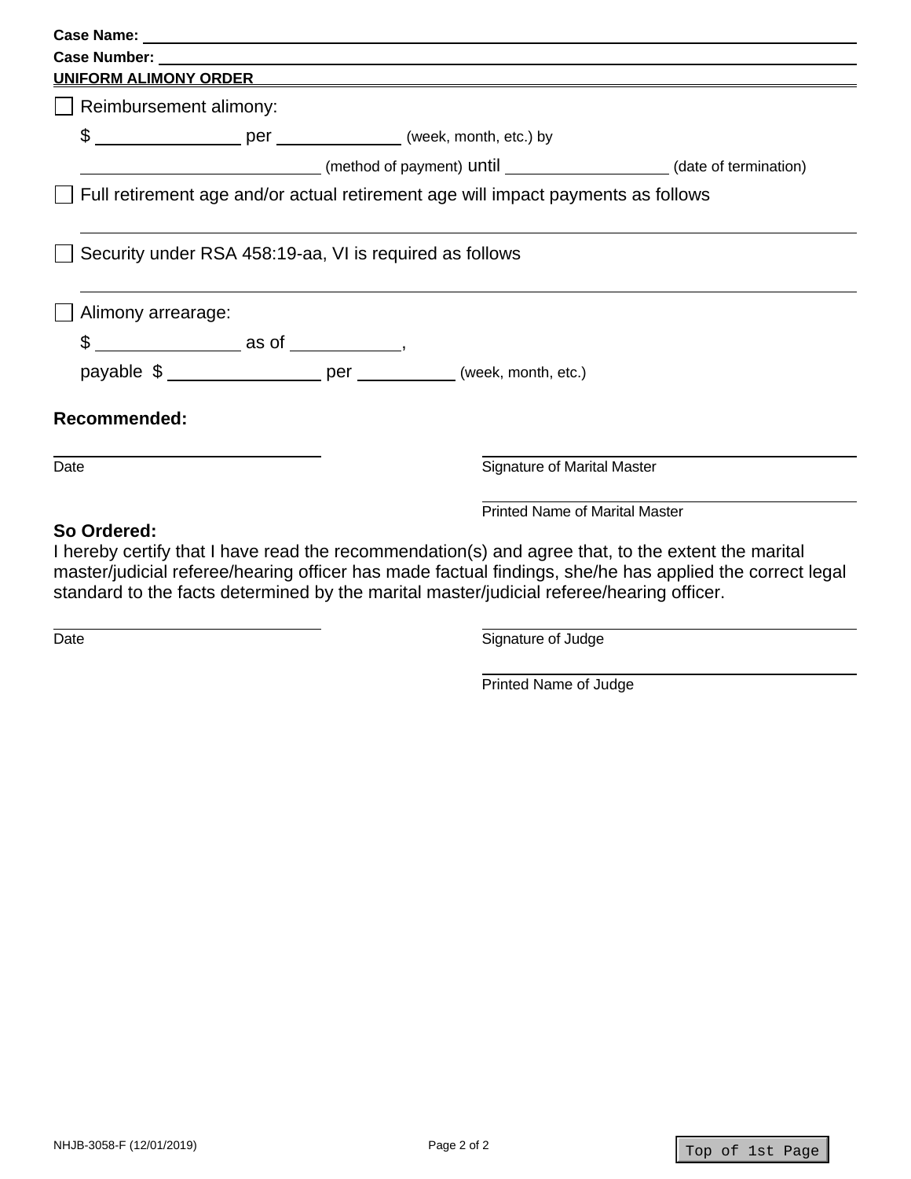**Case Name:** ______________________________

**Case Number:** ______________________________

**UNIFORM ALIMONY ORDER**

☐ Reimbursement alimony:

$ ______________ per ______________ (week, month, etc.) by

______________________ (method of payment) until ______________ (date of termination)

☐ Full retirement age and/or actual retirement age will impact payments as follows

______________________________________________________________

☐ Security under RSA 458:19-aa, VI is required as follows

______________________________________________________________

☐ Alimony arrearage:

$ ______________ as of __________,

payable $ ______________ per __________ (week, month, etc.)

**Recommended:**

______________________ Date

______________________ Signature of Marital Master

______________________ Printed Name of Marital Master

**So Ordered:**

I hereby certify that I have read the recommendation(s) and agree that, to the extent the marital master/judicial referee/hearing officer has made factual findings, she/he has applied the correct legal standard to the facts determined by the marital master/judicial referee/hearing officer.

______________________ Date

______________________ Signature of Judge

______________________ Printed Name of Judge

NHJB-3058-F (12/01/2019)